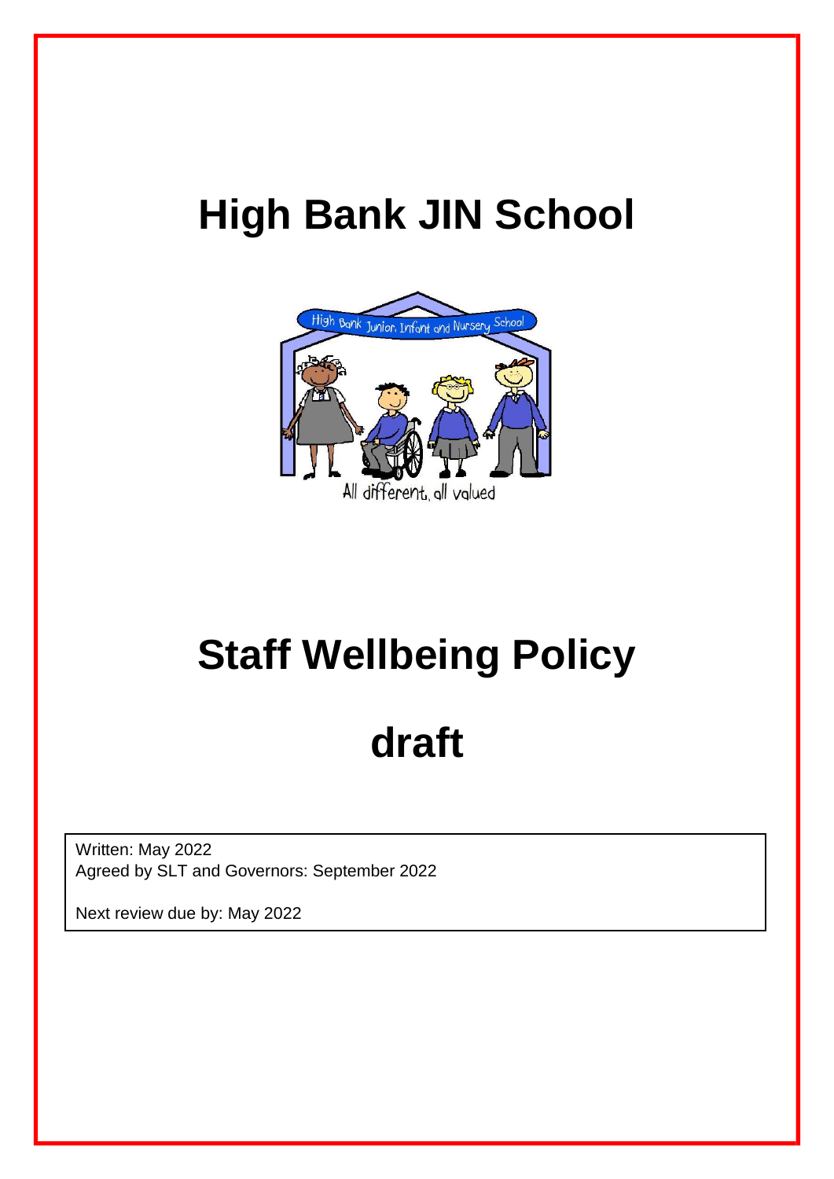# High Bank JIN School

# Staff Wellbeing Policy

# draft

Written: May 2022
Agreed by SLT and Governors: September 2022

Next review due by: May 2022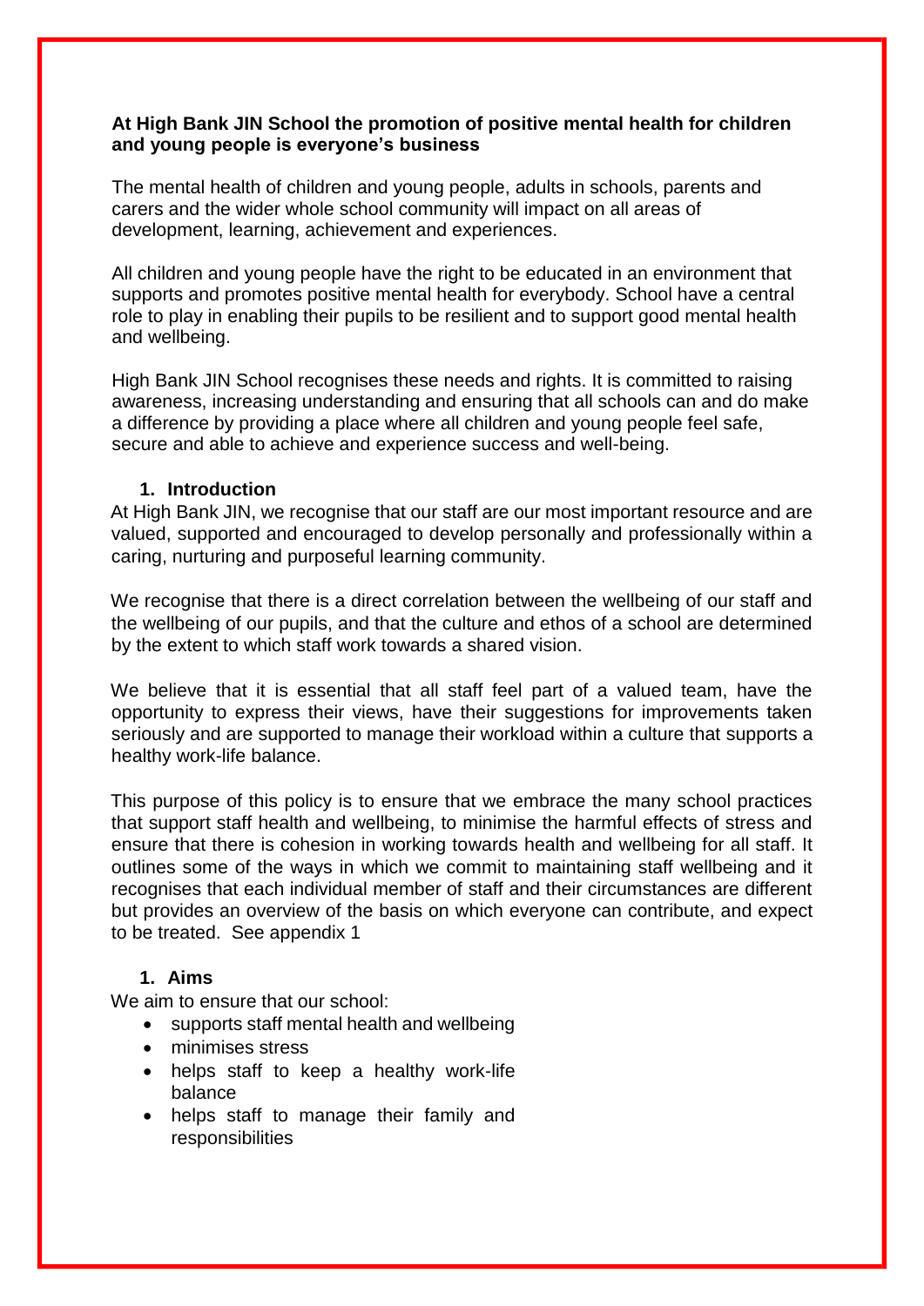**At High Bank JIN School the promotion of positive mental health for children and young people is everyone's business**

The mental health of children and young people, adults in schools, parents and carers and the wider whole school community will impact on all areas of development, learning, achievement and experiences.

All children and young people have the right to be educated in an environment that supports and promotes positive mental health for everybody. School have a central role to play in enabling their pupils to be resilient and to support good mental health and wellbeing.

High Bank JIN School recognises these needs and rights. It is committed to raising awareness, increasing understanding and ensuring that all schools can and do make a difference by providing a place where all children and young people feel safe, secure and able to achieve and experience success and well-being.

## 1. Introduction

At High Bank JIN, we recognise that our staff are our most important resource and are valued, supported and encouraged to develop personally and professionally within a caring, nurturing and purposeful learning community.

We recognise that there is a direct correlation between the wellbeing of our staff and the wellbeing of our pupils, and that the culture and ethos of a school are determined by the extent to which staff work towards a shared vision.

We believe that it is essential that all staff feel part of a valued team, have the opportunity to express their views, have their suggestions for improvements taken seriously and are supported to manage their workload within a culture that supports a healthy work-life balance.

This purpose of this policy is to ensure that we embrace the many school practices that support staff health and wellbeing, to minimise the harmful effects of stress and ensure that there is cohesion in working towards health and wellbeing for all staff. It outlines some of the ways in which we commit to maintaining staff wellbeing and it recognises that each individual member of staff and their circumstances are different but provides an overview of the basis on which everyone can contribute, and expect to be treated. See appendix 1

## 1. Aims

We aim to ensure that our school:

- supports staff mental health and wellbeing
- minimises stress
- helps staff to keep a healthy work-life balance
- helps staff to manage their family and responsibilities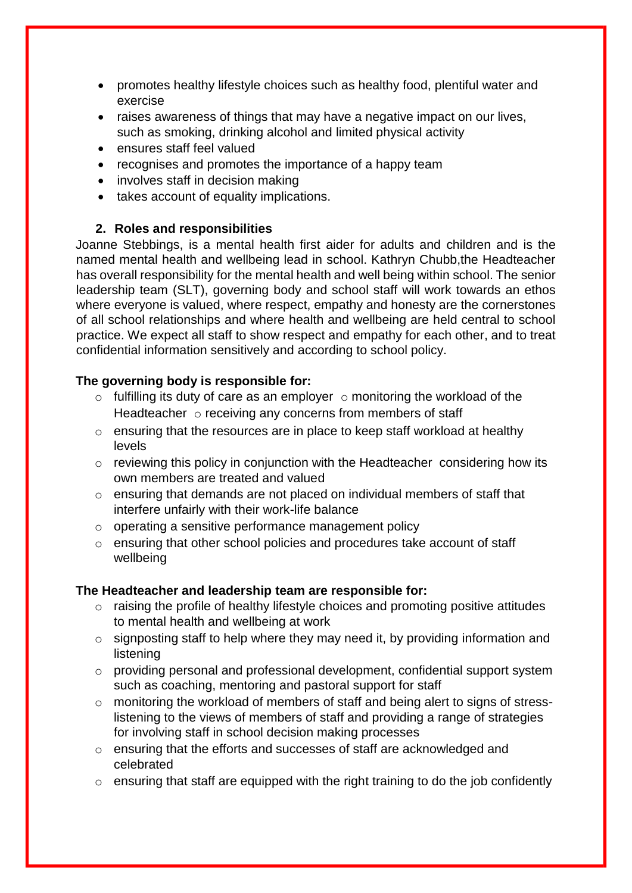- promotes healthy lifestyle choices such as healthy food, plentiful water and exercise
- raises awareness of things that may have a negative impact on our lives, such as smoking, drinking alcohol and limited physical activity
- ensures staff feel valued
- recognises and promotes the importance of a happy team
- involves staff in decision making
- takes account of equality implications.

## 2. Roles and responsibilities

Joanne Stebbings, is a mental health first aider for adults and children and is the named mental health and wellbeing lead in school. Kathryn Chubb,the Headteacher has overall responsibility for the mental health and well being within school. The senior leadership team (SLT), governing body and school staff will work towards an ethos where everyone is valued, where respect, empathy and honesty are the cornerstones of all school relationships and where health and wellbeing are held central to school practice. We expect all staff to show respect and empathy for each other, and to treat confidential information sensitively and according to school policy.

**The governing body is responsible for:**

- fulfilling its duty of care as an employer
- monitoring the workload of the Headteacher
- receiving any concerns from members of staff
- ensuring that the resources are in place to keep staff workload at healthy levels
- reviewing this policy in conjunction with the Headteacher considering how its own members are treated and valued
- ensuring that demands are not placed on individual members of staff that interfere unfairly with their work-life balance
- operating a sensitive performance management policy
- ensuring that other school policies and procedures take account of staff wellbeing

**The Headteacher and leadership team are responsible for:**

- raising the profile of healthy lifestyle choices and promoting positive attitudes to mental health and wellbeing at work
- signposting staff to help where they may need it, by providing information and listening
- providing personal and professional development, confidential support system such as coaching, mentoring and pastoral support for staff
- monitoring the workload of members of staff and being alert to signs of stress-listening to the views of members of staff and providing a range of strategies for involving staff in school decision making processes
- ensuring that the efforts and successes of staff are acknowledged and celebrated
- ensuring that staff are equipped with the right training to do the job confidently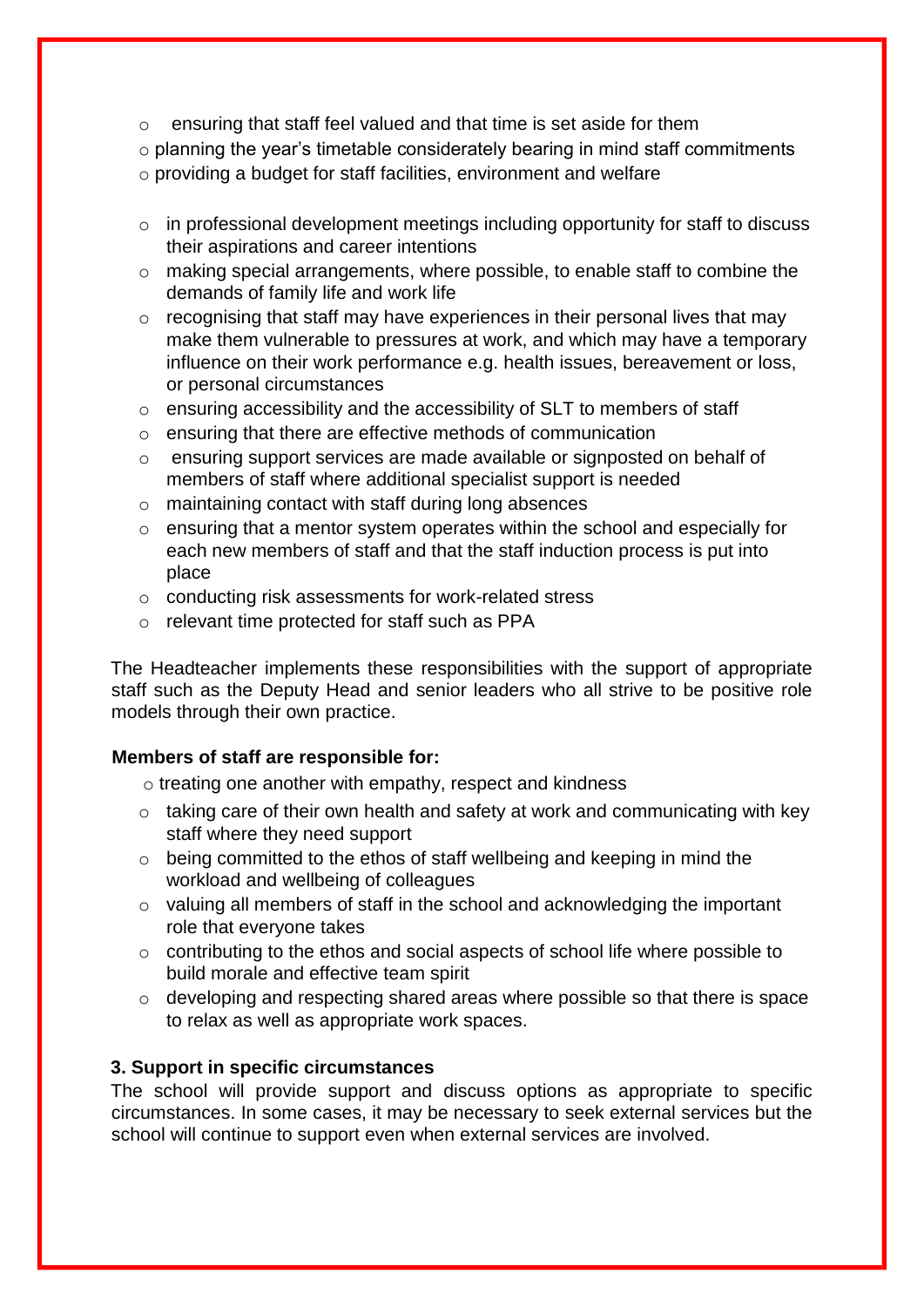- ensuring that staff feel valued and that time is set aside for them
- planning the year's timetable considerately bearing in mind staff commitments
- providing a budget for staff facilities, environment and welfare

- in professional development meetings including opportunity for staff to discuss their aspirations and career intentions
- making special arrangements, where possible, to enable staff to combine the demands of family life and work life
- recognising that staff may have experiences in their personal lives that may make them vulnerable to pressures at work, and which may have a temporary influence on their work performance e.g. health issues, bereavement or loss, or personal circumstances
- ensuring accessibility and the accessibility of SLT to members of staff
- ensuring that there are effective methods of communication
- ensuring support services are made available or signposted on behalf of members of staff where additional specialist support is needed
- maintaining contact with staff during long absences
- ensuring that a mentor system operates within the school and especially for each new members of staff and that the staff induction process is put into place
- conducting risk assessments for work-related stress
- relevant time protected for staff such as PPA

The Headteacher implements these responsibilities with the support of appropriate staff such as the Deputy Head and senior leaders who all strive to be positive role models through their own practice.

**Members of staff are responsible for:**

- treating one another with empathy, respect and kindness
- taking care of their own health and safety at work and communicating with key staff where they need support
- being committed to the ethos of staff wellbeing and keeping in mind the workload and wellbeing of colleagues
- valuing all members of staff in the school and acknowledging the important role that everyone takes
- contributing to the ethos and social aspects of school life where possible to build morale and effective team spirit
- developing and respecting shared areas where possible so that there is space to relax as well as appropriate work spaces.

### 3. Support in specific circumstances

The school will provide support and discuss options as appropriate to specific circumstances. In some cases, it may be necessary to seek external services but the school will continue to support even when external services are involved.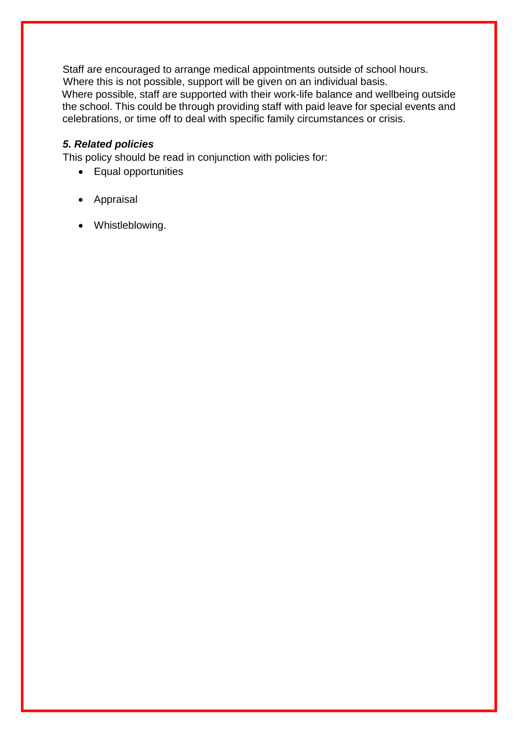Staff are encouraged to arrange medical appointments outside of school hours. Where this is not possible, support will be given on an individual basis. Where possible, staff are supported with their work-life balance and wellbeing outside the school. This could be through providing staff with paid leave for special events and celebrations, or time off to deal with specific family circumstances or crisis.

### *5. Related policies*

This policy should be read in conjunction with policies for:

- Equal opportunities
- Appraisal
- Whistleblowing.